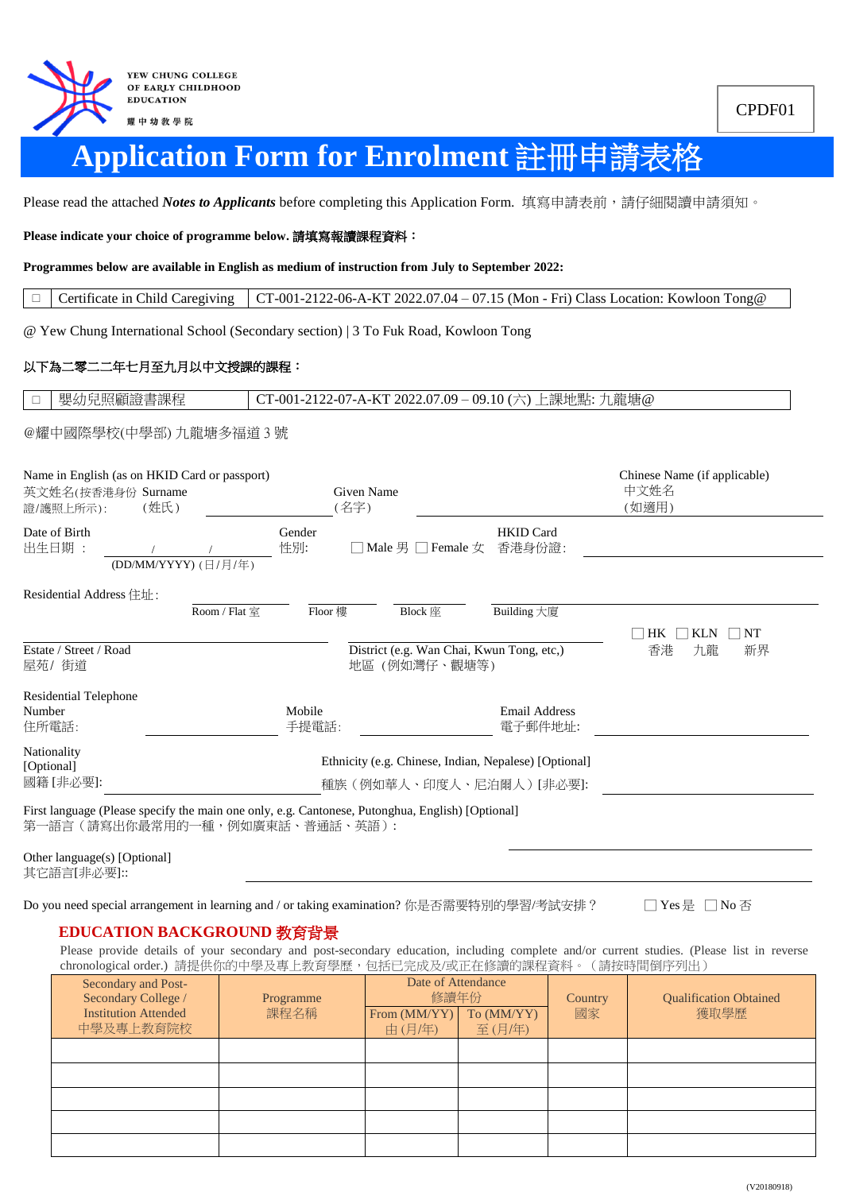YEW CHUNG COLLEGE OF EARLY CHILDHOOD EDUCATION
耀中幼教學院

CPDF01

# Application Form for Enrolment 註冊申請表格

Please read the attached ***Notes to Applicants*** before completing this Application Form. 填寫申請表前，請仔細閱讀申請須知。

**Please indicate your choice of programme below. 請填寫報讀課程資料：**

**Programmes below are available in English as medium of instruction from July to September 2022:**

| □ | Certificate in Child Caregiving | CT-001-2122-06-A-KT 2022.07.04 – 07.15 (Mon - Fri) Class Location: Kowloon Tong@ |
|---|---|---|

@ Yew Chung International School (Secondary section) | 3 To Fuk Road, Kowloon Tong

**以下為二零二二年七月至九月以中文授課的課程：**

| □ | 嬰幼兒照顧證書課程 | CT-001-2122-07-A-KT 2022.07.09 – 09.10 (六) 上課地點: 九龍塘@ |
|---|---|---|

@耀中國際學校(中學部) 九龍塘多福道 3 號

Name in English (as on HKID Card or passport) 英文姓名(按香港身份證/護照上所示)： Surname (姓氏) ________ Given Name (名字) ________ Chinese Name (if applicable) 中文姓名 (如適用) ________

Date of Birth 出生日期： ____/____/____ (DD/MM/YYYY) (日/月/年) Gender 性別: ☐ Male 男 ☐ Female 女 HKID Card 香港身份證: ________

Residential Address 住址: ________ Room / Flat 室 ________ Floor 樓 ________ Block 座 ________ Building 大廈

________ Estate / Street / Road 屋苑/ 街道 ________ District (e.g. Wan Chai, Kwun Tong, etc,) 地區（例如灣仔、觀塘等） ☐ HK 香港 ☐ KLN 九龍 ☐ NT 新界

Residential Telephone Number 住所電話: ________ Mobile 手提電話: ________ Email Address 電子郵件地址: ________

Nationality [Optional] 國籍 [非必要]: ________ Ethnicity (e.g. Chinese, Indian, Nepalese) [Optional] 種族（例如華人、印度人、尼泊爾人）[非必要]: ________

First language (Please specify the main one only, e.g. Cantonese, Putonghua, English) [Optional] 第一語言（請寫出你最常用的一種，例如廣東話、普通話、英語）: ________

Other language(s) [Optional] 其它語言[非必要]:: ________

Do you need special arrangement in learning and / or taking examination? 你是否需要特別的學習/考試安排？ ☐ Yes 是 ☐ No 否

## EDUCATION BACKGROUND 教育背景

Please provide details of your secondary and post-secondary education, including complete and/or current studies. (Please list in reverse chronological order.) 請提供你的中學及專上教育學歷，包括已完成及/或正在修讀的課程資料。（請按時間倒序列出）

| Secondary and Post-Secondary College / Institution Attended 中學及專上教育院校 | Programme 課程名稱 | Date of Attendance 修讀年份 | | Country 國家 | Qualification Obtained 獲取學歷 |
|---|---|---|---|---|---|
| | | From (MM/YY) 由 (月/年) | To (MM/YY) 至 (月/年) | | |
| | | | | | |
| | | | | | |
| | | | | | |
| | | | | | |
| | | | | | |

(V20180918)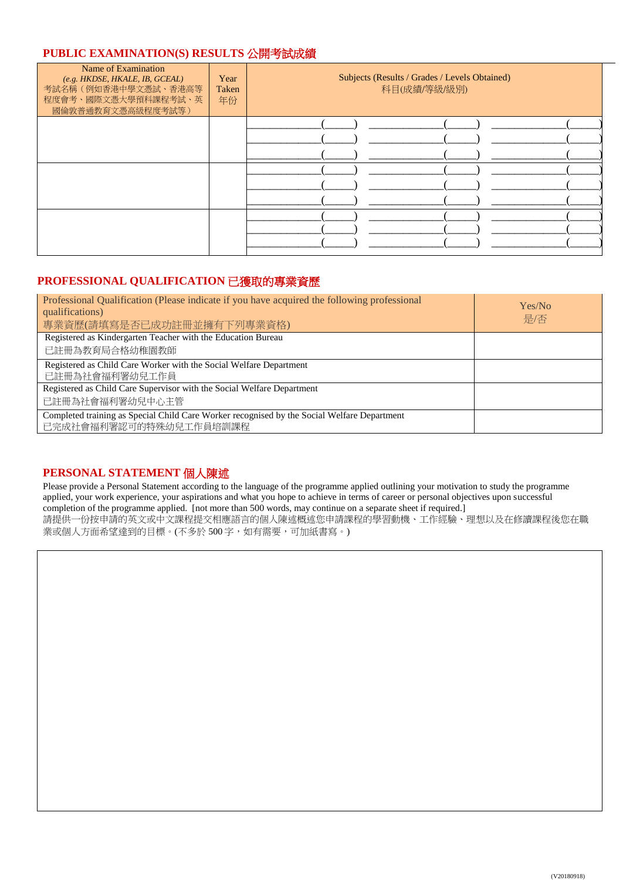## PUBLIC EXAMINATION(S) RESULTS 公開考試成績

| Name of Examination *(e.g. HKDSE, HKALE, IB, GCEAL)* 考試名稱（例如香港中學文憑試、香港高等程度會考、國際文憑大學預科課程考試、英國倫敦普通教育文憑高級程度考試等） | Year Taken 年份 | Subjects (Results / Grades / Levels Obtained) 科目(成績/等級/級別) |
|---|---|---|
| | | ____________(_____) ____________(_____) ____________(_____)<br>____________(_____) ____________(_____) ____________(_____)<br>____________(_____) ____________(_____) ____________(_____) |
| | | ____________(_____) ____________(_____) ____________(_____)<br>____________(_____) ____________(_____) ____________(_____)<br>____________(_____) ____________(_____) ____________(_____) |
| | | ____________(_____) ____________(_____) ____________(_____)<br>____________(_____) ____________(_____) ____________(_____)<br>____________(_____) ____________(_____) ____________(_____) |

## PROFESSIONAL QUALIFICATION 已獲取的專業資歷

| Professional Qualification (Please indicate if you have acquired the following professional qualifications) 專業資歷(請填寫是否已成功註冊並擁有下列專業資格) | Yes/No 是/否 |
|---|---|
| Registered as Kindergarten Teacher with the Education Bureau 已註冊為教育局合格幼稚園教師 | |
| Registered as Child Care Worker with the Social Welfare Department 已註冊為社會福利署幼兒工作員 | |
| Registered as Child Care Supervisor with the Social Welfare Department 已註冊為社會福利署幼兒中心主管 | |
| Completed training as Special Child Care Worker recognised by the Social Welfare Department 已完成社會福利署認可的特殊幼兒工作員培訓課程 | |

## PERSONAL STATEMENT 個人陳述

Please provide a Personal Statement according to the language of the programme applied outlining your motivation to study the programme applied, your work experience, your aspirations and what you hope to achieve in terms of career or personal objectives upon successful completion of the programme applied. [not more than 500 words, may continue on a separate sheet if required.]

請提供一份按申請的英文或中文課程提交相應語言的個人陳述概述您申請課程的學習動機、工作經驗、理想以及在修讀課程後您在職業或個人方面希望達到的目標。(不多於 500 字，如有需要，可加紙書寫。)

| |
|---|
| |

(V20180918)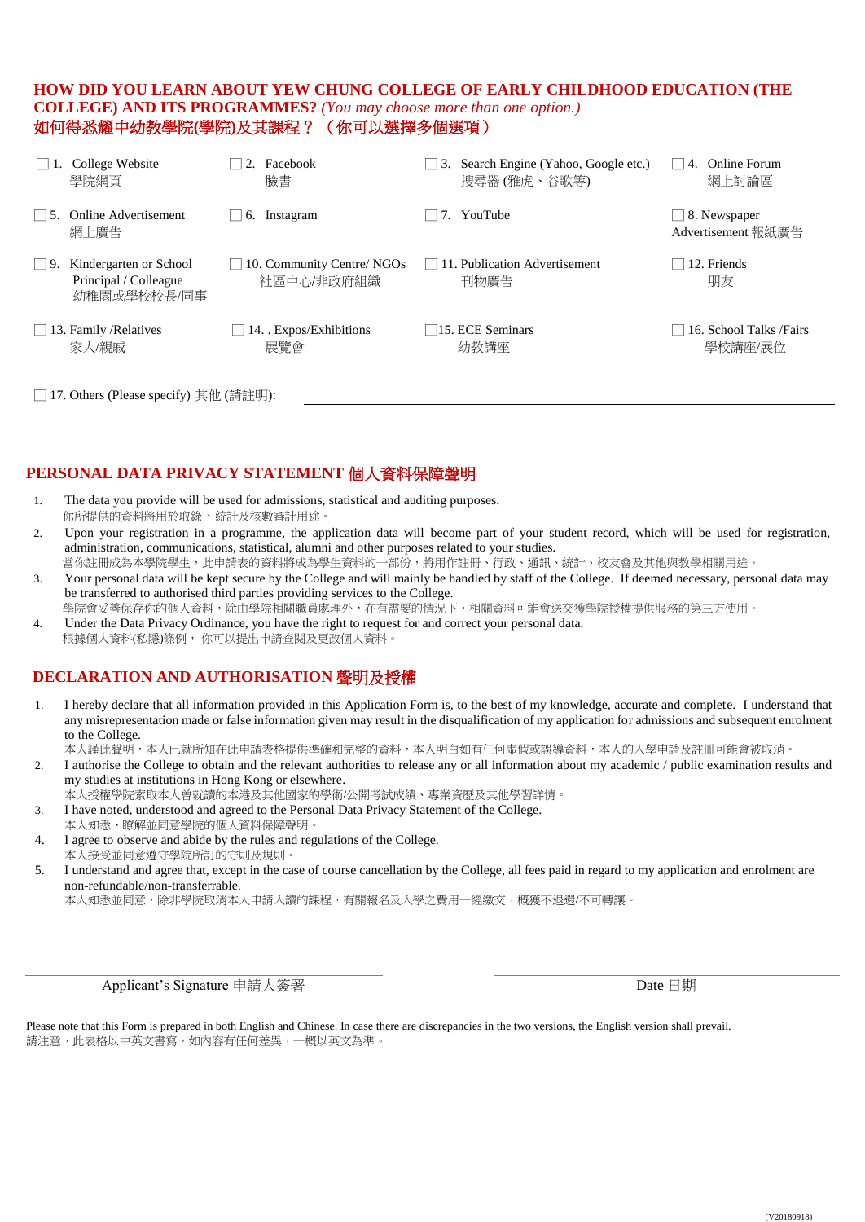## HOW DID YOU LEARN ABOUT YEW CHUNG COLLEGE OF EARLY CHILDHOOD EDUCATION (THE COLLEGE) AND ITS PROGRAMMES? *(You may choose more than one option.)*
## 如何得悉耀中幼教學院(學院)及其課程？（你可以選擇多個選項）

| | | | |
|---|---|---|---|
| ☐ 1. College Website 學院網頁 | ☐ 2. Facebook 臉書 | ☐ 3. Search Engine (Yahoo, Google etc.) 搜尋器 (雅虎、谷歌等) | ☐ 4. Online Forum 網上討論區 |
| ☐ 5. Online Advertisement 網上廣告 | ☐ 6. Instagram | ☐ 7. YouTube | ☐ 8. Newspaper Advertisement 報紙廣告 |
| ☐ 9. Kindergarten or School Principal / Colleague 幼稚園或學校校長/同事 | ☐ 10. Community Centre/ NGOs 社區中心/非政府組織 | ☐ 11. Publication Advertisement 刊物廣告 | ☐ 12. Friends 朋友 |
| ☐ 13. Family /Relatives 家人/親戚 | ☐ 14. . Expos/Exhibitions 展覽會 | ☐15. ECE Seminars 幼教講座 | ☐ 16. School Talks /Fairs 學校講座/展位 |

☐ 17. Others (Please specify) 其他 (請註明): ______________________________

## PERSONAL DATA PRIVACY STATEMENT 個人資料保障聲明

1. The data you provide will be used for admissions, statistical and auditing purposes.
   你所提供的資料將用於取錄、統計及核數審計用途。
2. Upon your registration in a programme, the application data will become part of your student record, which will be used for registration, administration, communications, statistical, alumni and other purposes related to your studies.
   當你註冊成為本學院學生，此申請表的資料將成為學生資料的一部份，將用作註冊、行政、通訊、統計、校友會及其他與教學相關用途。
3. Your personal data will be kept secure by the College and will mainly be handled by staff of the College. If deemed necessary, personal data may be transferred to authorised third parties providing services to the College.
   學院會妥善保存你的個人資料，除由學院相關職員處理外，在有需要的情況下，相關資料可能會送交獲學院授權提供服務的第三方使用。
4. Under the Data Privacy Ordinance, you have the right to request for and correct your personal data.
   根據個人資料(私隱)條例， 你可以提出申請查閱及更改個人資料。

## DECLARATION AND AUTHORISATION 聲明及授權

1. I hereby declare that all information provided in this Application Form is, to the best of my knowledge, accurate and complete. I understand that any misrepresentation made or false information given may result in the disqualification of my application for admissions and subsequent enrolment to the College.
   本人謹此聲明，本人已就所知在此申請表格提供準確和完整的資料，本人明白如有任何虛假或誤導資料，本人的入學申請及註冊可能會被取消。
2. I authorise the College to obtain and the relevant authorities to release any or all information about my academic / public examination results and my studies at institutions in Hong Kong or elsewhere.
   本人授權學院索取本人曾就讀的本港及其他國家的學術/公開考試成績、專業資歷及其他學習詳情。
3. I have noted, understood and agreed to the Personal Data Privacy Statement of the College.
   本人知悉、瞭解並同意學院的個人資料保障聲明。
4. I agree to observe and abide by the rules and regulations of the College.
   本人接受並同意遵守學院所訂的守則及規則。
5. I understand and agree that, except in the case of course cancellation by the College, all fees paid in regard to my application and enrolment are non-refundable/non-transferrable.
   本人知悉並同意，除非學院取消本人申請入讀的課程，有關報名及入學之費用一經繳交，概獲不退還/不可轉讓。

______________________________ &nbsp;&nbsp;&nbsp;&nbsp; ______________________________

Applicant's Signature 申請人簽署 &nbsp;&nbsp;&nbsp;&nbsp; Date 日期

Please note that this Form is prepared in both English and Chinese. In case there are discrepancies in the two versions, the English version shall prevail.
請注意，此表格以中英文書寫，如內容有任何差異，一概以英文為準。

(V20180918)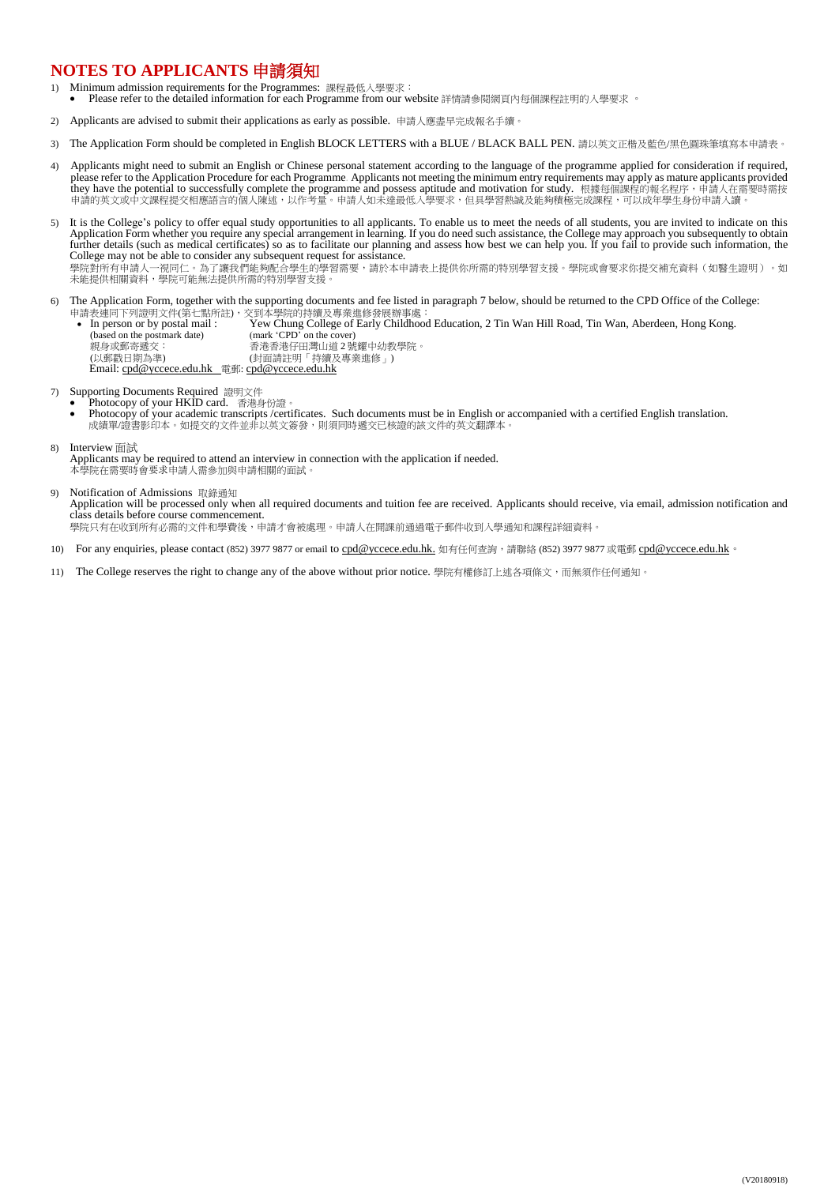# NOTES TO APPLICANTS 申請須知

1) Minimum admission requirements for the Programmes: 課程最低入學要求：
   - Please refer to the detailed information for each Programme from our website 詳情請參閱網頁內每個課程註明的入學要求 。

2) Applicants are advised to submit their applications as early as possible. 申請人應盡早完成報名手續。

3) The Application Form should be completed in English BLOCK LETTERS with a BLUE / BLACK BALL PEN. 請以英文正楷及藍色/黑色圓珠筆填寫本申請表。

4) Applicants might need to submit an English or Chinese personal statement according to the language of the programme applied for consideration if required, please refer to the Application Procedure for each Programme Applicants not meeting the minimum entry requirements may apply as mature applicants provided they have the potential to successfully complete the programme and possess aptitude and motivation for study. 根據每個課程的報名程序，申請人在需要時需按申請的英文或中文課程提交相應語言的個人陳述，以作考量。申請人如未達最低入學要求，但具學習熱誠及能夠積極完成課程，可以成年學生身份申請入讀。

5) It is the College's policy to offer equal study opportunities to all applicants. To enable us to meet the needs of all students, you are invited to indicate on this Application Form whether you require any special arrangement in learning. If you do need such assistance, the College may approach you subsequently to obtain further details (such as medical certificates) so as to facilitate our planning and assess how best we can help you. If you fail to provide such information, the College may not be able to consider any subsequent request for assistance.
   學院對所有申請人一視同仁。為了讓我們能夠配合學生的學習需要，請於本申請表上提供你所需的特別學習支援。學院或會要求你提交補充資料（如醫生證明）。如未能提供相關資料，學院可能無法提供所需的特別學習支援。

6) The Application Form, together with the supporting documents and fee listed in paragraph 7 below, should be returned to the CPD Office of the College:
   申請表連同下列證明文件(第七點所註)，交到本學院的持續及專業進修發展辦事處：
   - In person or by postal mail : (based on the postmark date) 親身或郵寄遞交：(以郵戳日期為準) — Yew Chung College of Early Childhood Education, 2 Tin Wan Hill Road, Tin Wan, Aberdeen, Hong Kong. (mark 'CPD' on the cover) 香港香港仔田灣山道 2 號耀中幼教學院。(封面請註明「持續及專業進修」)

   Email: cpd@yccece.edu.hk 電郵: cpd@yccece.edu.hk

7) Supporting Documents Required 證明文件
   - Photocopy of your HKID card. 香港身份證。
   - Photocopy of your academic transcripts /certificates. Such documents must be in English or accompanied with a certified English translation.
     成績單/證書影印本。如提交的文件並非以英文簽發，則須同時遞交已核證的該文件的英文翻譯本。

8) Interview 面試
   Applicants may be required to attend an interview in connection with the application if needed.
   本學院在需要時會要求申請人需參加與申請相關的面試。

9) Notification of Admissions 取錄通知
   Application will be processed only when all required documents and tuition fee are received. Applicants should receive, via email, admission notification and class details before course commencement.
   學院只有在收到所有必需的文件和學費後，申請才會被處理。申請人在開課前通過電子郵件收到入學通知和課程詳細資料。

10) For any enquiries, please contact (852) 3977 9877 or email to cpd@yccece.edu.hk. 如有任何查詢，請聯絡 (852) 3977 9877 或電郵 cpd@yccece.edu.hk。

11) The College reserves the right to change any of the above without prior notice. 學院有權修訂上述各項條文，而無須作任何通知。

(V20180918)